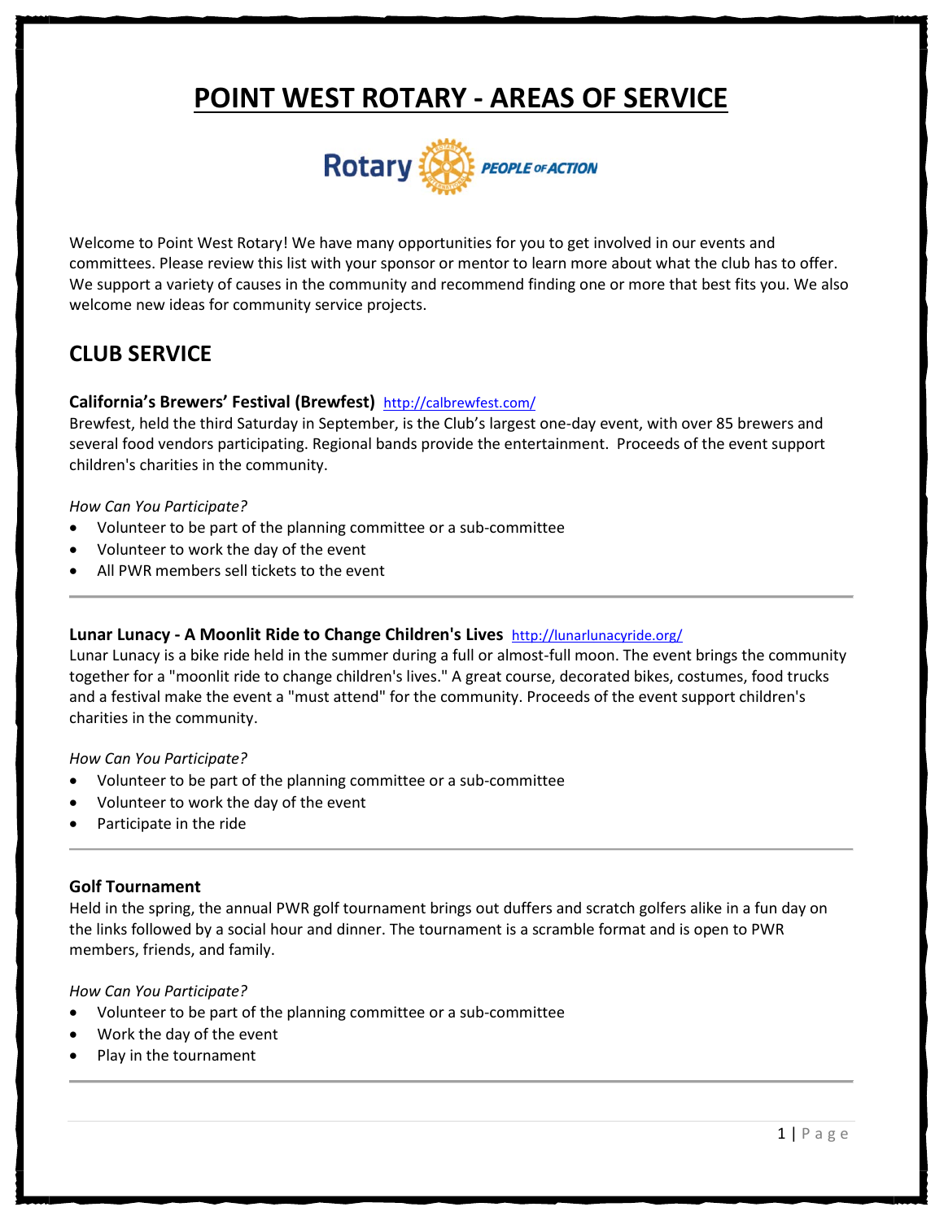# POINT WEST ROTARY - AREAS OF SERVICE

Welcome to Point West Rotary! We have many opportunities for you to get involved in our events and committees. Please review this list with your sponsor or mentor to learn more about what the club has to offer. We support a variety of causes in the community and recommend finding one or more that best fits you. We also welcome new ideas for community service projects.

## CLUB SERVICE

### California's Brewers' Festival (Brewfest) http://calbrewfest.com/

Brewfest, held the third Saturday in September, is the Club's largest one-day event, with over 85 brewers and several food vendors participating. Regional bands provide the entertainment. Proceeds of the event support children's charities in the community.

*How Can You Participate?*

- Volunteer to be part of the planning committee or a sub-committee
- Volunteer to work the day of the event
- All PWR members sell tickets to the event

---

### Lunar Lunacy - A Moonlit Ride to Change Children's Lives http://lunarlunacyride.org/

Lunar Lunacy is a bike ride held in the summer during a full or almost-full moon. The event brings the community together for a "moonlit ride to change children's lives." A great course, decorated bikes, costumes, food trucks and a festival make the event a "must attend" for the community. Proceeds of the event support children's charities in the community.

*How Can You Participate?*

- Volunteer to be part of the planning committee or a sub-committee
- Volunteer to work the day of the event
- Participate in the ride

---

### Golf Tournament

Held in the spring, the annual PWR golf tournament brings out duffers and scratch golfers alike in a fun day on the links followed by a social hour and dinner. The tournament is a scramble format and is open to PWR members, friends, and family.

*How Can You Participate?*

- Volunteer to be part of the planning committee or a sub-committee
- Work the day of the event
- Play in the tournament

---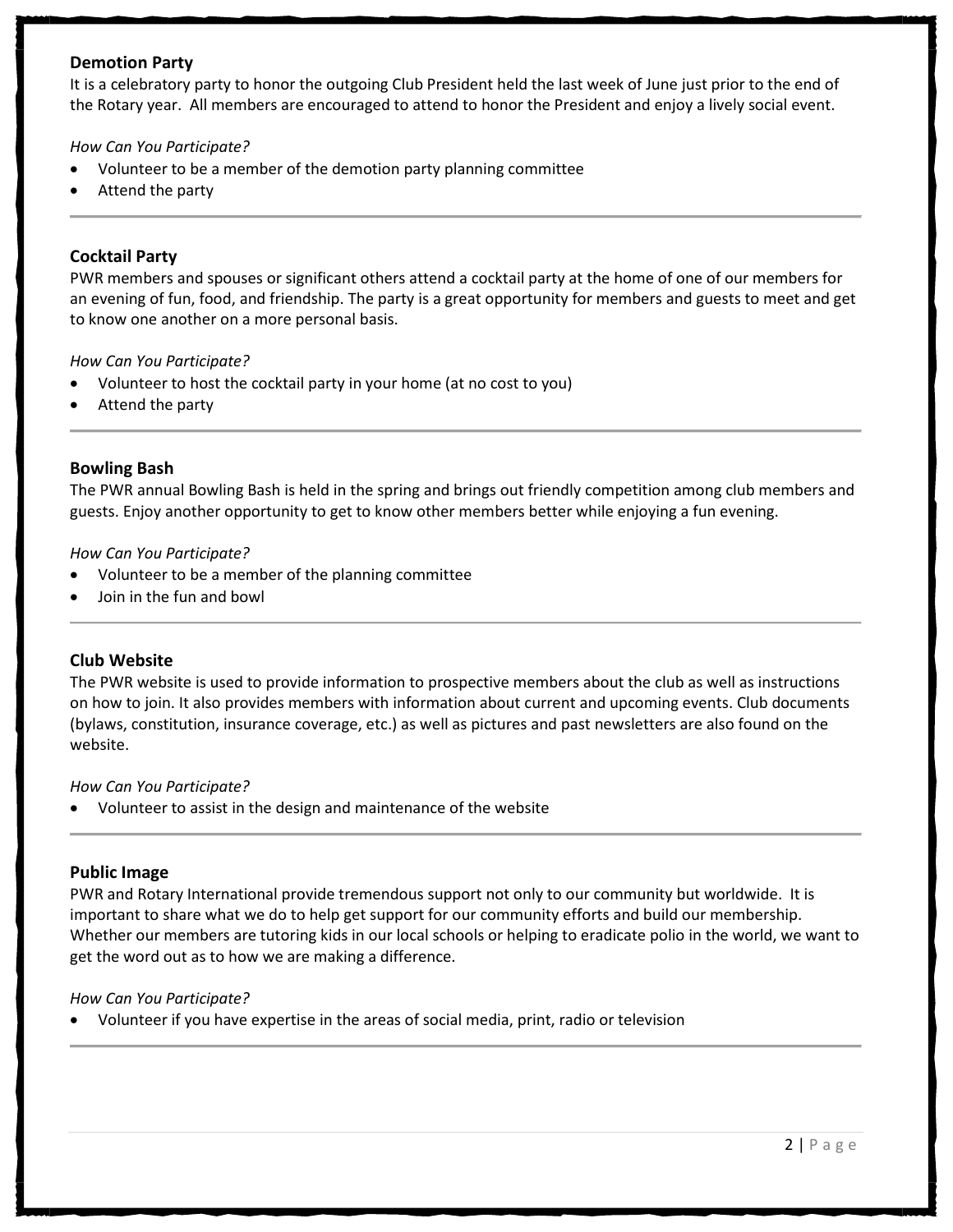### Demotion Party

It is a celebratory party to honor the outgoing Club President held the last week of June just prior to the end of the Rotary year. All members are encouraged to attend to honor the President and enjoy a lively social event.

*How Can You Participate?*

- Volunteer to be a member of the demotion party planning committee
- Attend the party

---

### Cocktail Party

PWR members and spouses or significant others attend a cocktail party at the home of one of our members for an evening of fun, food, and friendship. The party is a great opportunity for members and guests to meet and get to know one another on a more personal basis.

*How Can You Participate?*

- Volunteer to host the cocktail party in your home (at no cost to you)
- Attend the party

---

### Bowling Bash

The PWR annual Bowling Bash is held in the spring and brings out friendly competition among club members and guests. Enjoy another opportunity to get to know other members better while enjoying a fun evening.

*How Can You Participate?*

- Volunteer to be a member of the planning committee
- Join in the fun and bowl

---

### Club Website

The PWR website is used to provide information to prospective members about the club as well as instructions on how to join. It also provides members with information about current and upcoming events. Club documents (bylaws, constitution, insurance coverage, etc.) as well as pictures and past newsletters are also found on the website.

*How Can You Participate?*

- Volunteer to assist in the design and maintenance of the website

---

### Public Image

PWR and Rotary International provide tremendous support not only to our community but worldwide. It is important to share what we do to help get support for our community efforts and build our membership. Whether our members are tutoring kids in our local schools or helping to eradicate polio in the world, we want to get the word out as to how we are making a difference.

*How Can You Participate?*

- Volunteer if you have expertise in the areas of social media, print, radio or television

---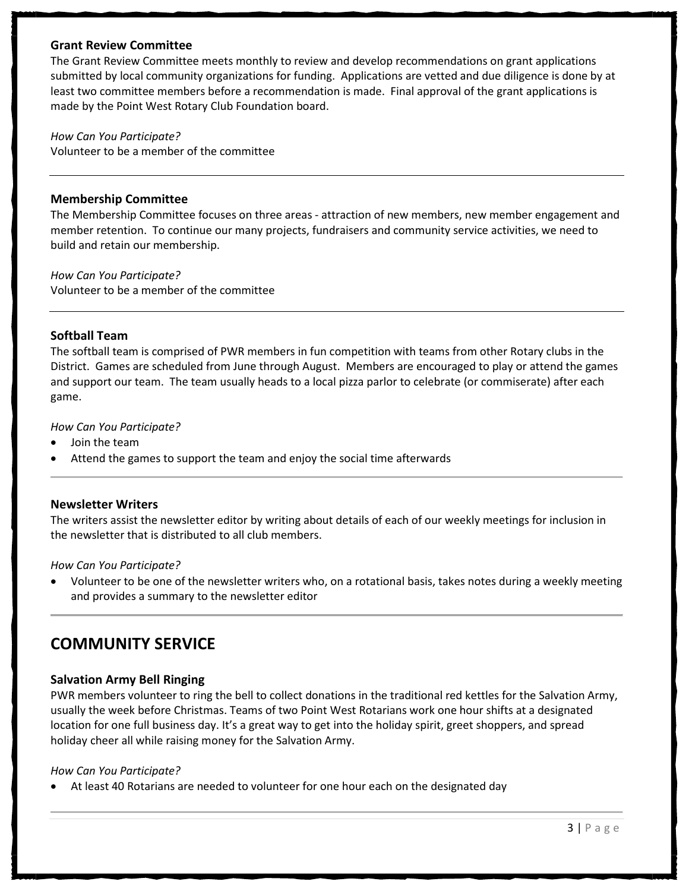### Grant Review Committee

The Grant Review Committee meets monthly to review and develop recommendations on grant applications submitted by local community organizations for funding. Applications are vetted and due diligence is done by at least two committee members before a recommendation is made. Final approval of the grant applications is made by the Point West Rotary Club Foundation board.

*How Can You Participate?*

Volunteer to be a member of the committee

---

### Membership Committee

The Membership Committee focuses on three areas - attraction of new members, new member engagement and member retention. To continue our many projects, fundraisers and community service activities, we need to build and retain our membership.

*How Can You Participate?*

Volunteer to be a member of the committee

---

### Softball Team

The softball team is comprised of PWR members in fun competition with teams from other Rotary clubs in the District. Games are scheduled from June through August. Members are encouraged to play or attend the games and support our team. The team usually heads to a local pizza parlor to celebrate (or commiserate) after each game.

*How Can You Participate?*

- Join the team
- Attend the games to support the team and enjoy the social time afterwards

---

### Newsletter Writers

The writers assist the newsletter editor by writing about details of each of our weekly meetings for inclusion in the newsletter that is distributed to all club members.

*How Can You Participate?*

- Volunteer to be one of the newsletter writers who, on a rotational basis, takes notes during a weekly meeting and provides a summary to the newsletter editor

---

## COMMUNITY SERVICE

### Salvation Army Bell Ringing

PWR members volunteer to ring the bell to collect donations in the traditional red kettles for the Salvation Army, usually the week before Christmas. Teams of two Point West Rotarians work one hour shifts at a designated location for one full business day. It's a great way to get into the holiday spirit, greet shoppers, and spread holiday cheer all while raising money for the Salvation Army.

*How Can You Participate?*

- At least 40 Rotarians are needed to volunteer for one hour each on the designated day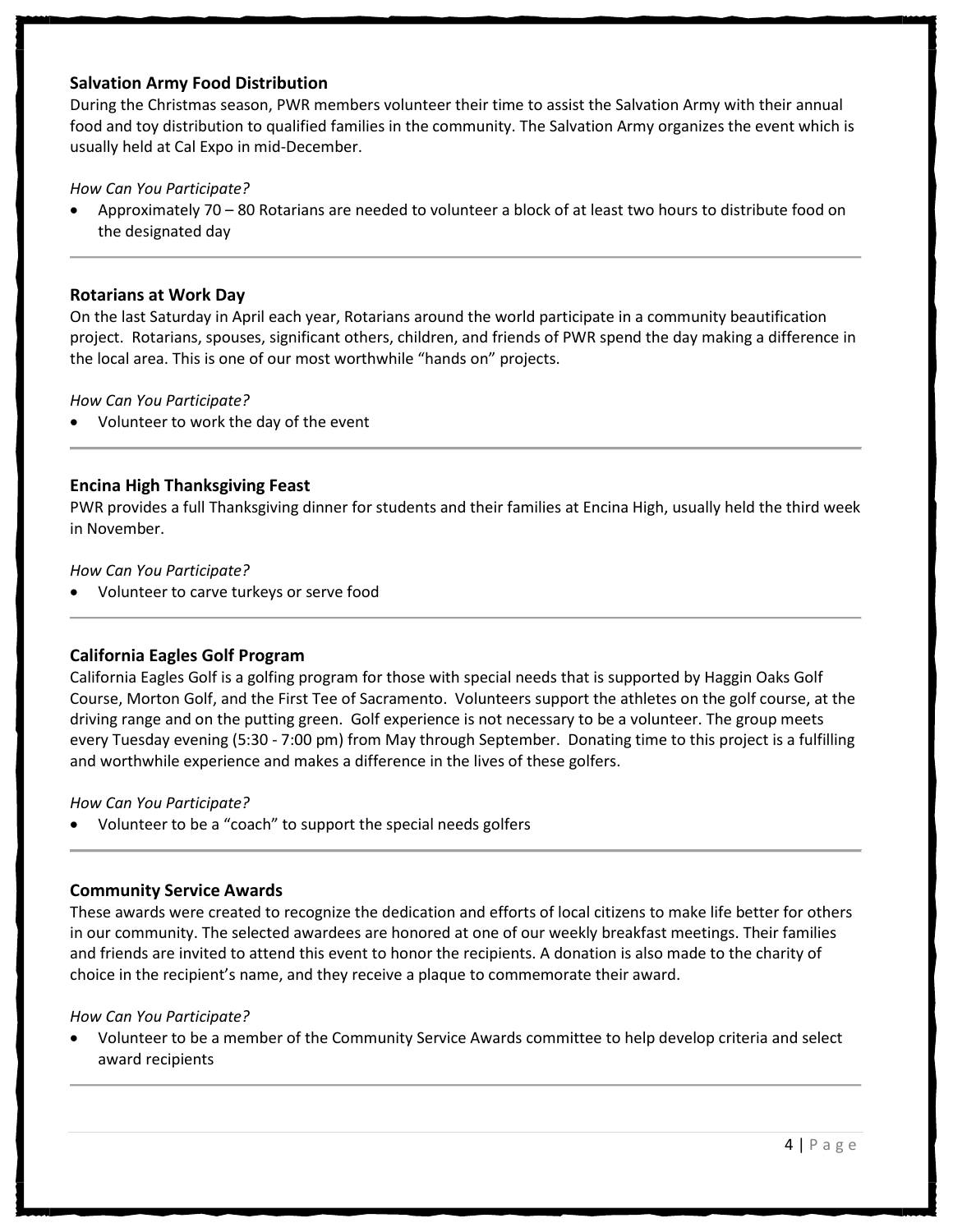### Salvation Army Food Distribution

During the Christmas season, PWR members volunteer their time to assist the Salvation Army with their annual food and toy distribution to qualified families in the community. The Salvation Army organizes the event which is usually held at Cal Expo in mid-December.

*How Can You Participate?*

- Approximately 70 – 80 Rotarians are needed to volunteer a block of at least two hours to distribute food on the designated day

---

### Rotarians at Work Day

On the last Saturday in April each year, Rotarians around the world participate in a community beautification project. Rotarians, spouses, significant others, children, and friends of PWR spend the day making a difference in the local area. This is one of our most worthwhile "hands on" projects.

*How Can You Participate?*

- Volunteer to work the day of the event

---

### Encina High Thanksgiving Feast

PWR provides a full Thanksgiving dinner for students and their families at Encina High, usually held the third week in November.

*How Can You Participate?*

- Volunteer to carve turkeys or serve food

---

### California Eagles Golf Program

California Eagles Golf is a golfing program for those with special needs that is supported by Haggin Oaks Golf Course, Morton Golf, and the First Tee of Sacramento. Volunteers support the athletes on the golf course, at the driving range and on the putting green. Golf experience is not necessary to be a volunteer. The group meets every Tuesday evening (5:30 - 7:00 pm) from May through September. Donating time to this project is a fulfilling and worthwhile experience and makes a difference in the lives of these golfers.

*How Can You Participate?*

- Volunteer to be a "coach" to support the special needs golfers

---

### Community Service Awards

These awards were created to recognize the dedication and efforts of local citizens to make life better for others in our community. The selected awardees are honored at one of our weekly breakfast meetings. Their families and friends are invited to attend this event to honor the recipients. A donation is also made to the charity of choice in the recipient's name, and they receive a plaque to commemorate their award.

*How Can You Participate?*

- Volunteer to be a member of the Community Service Awards committee to help develop criteria and select award recipients

---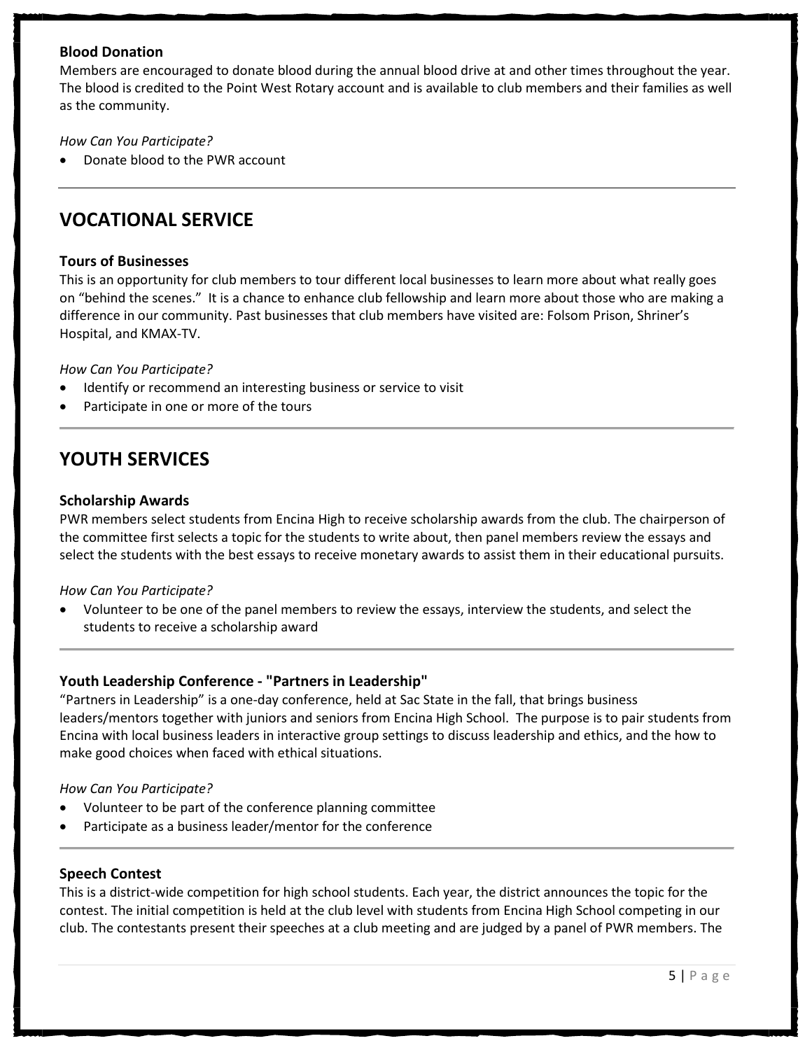### Blood Donation

Members are encouraged to donate blood during the annual blood drive at and other times throughout the year. The blood is credited to the Point West Rotary account and is available to club members and their families as well as the community.

*How Can You Participate?*

- Donate blood to the PWR account

---

## VOCATIONAL SERVICE

### Tours of Businesses

This is an opportunity for club members to tour different local businesses to learn more about what really goes on "behind the scenes." It is a chance to enhance club fellowship and learn more about those who are making a difference in our community. Past businesses that club members have visited are: Folsom Prison, Shriner's Hospital, and KMAX-TV.

*How Can You Participate?*

- Identify or recommend an interesting business or service to visit
- Participate in one or more of the tours

---

## YOUTH SERVICES

### Scholarship Awards

PWR members select students from Encina High to receive scholarship awards from the club. The chairperson of the committee first selects a topic for the students to write about, then panel members review the essays and select the students with the best essays to receive monetary awards to assist them in their educational pursuits.

*How Can You Participate?*

- Volunteer to be one of the panel members to review the essays, interview the students, and select the students to receive a scholarship award

---

### Youth Leadership Conference - "Partners in Leadership"

"Partners in Leadership" is a one-day conference, held at Sac State in the fall, that brings business leaders/mentors together with juniors and seniors from Encina High School. The purpose is to pair students from Encina with local business leaders in interactive group settings to discuss leadership and ethics, and the how to make good choices when faced with ethical situations.

*How Can You Participate?*

- Volunteer to be part of the conference planning committee
- Participate as a business leader/mentor for the conference

---

### Speech Contest

This is a district-wide competition for high school students. Each year, the district announces the topic for the contest. The initial competition is held at the club level with students from Encina High School competing in our club. The contestants present their speeches at a club meeting and are judged by a panel of PWR members. The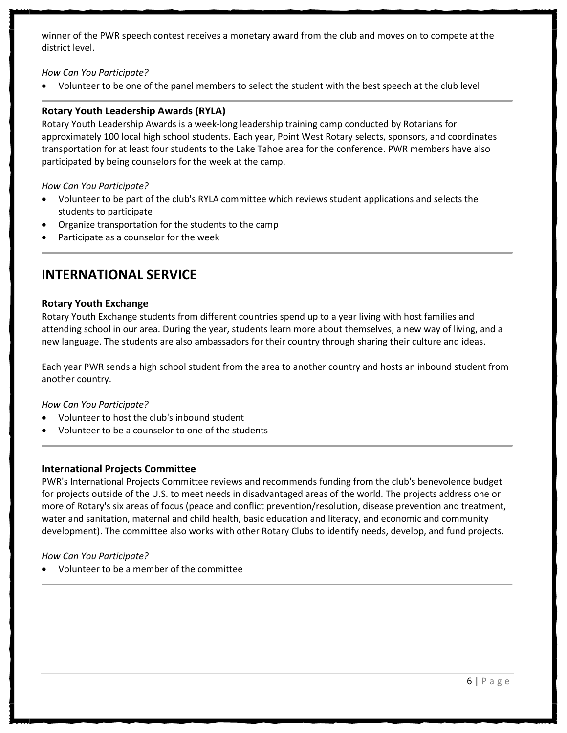winner of the PWR speech contest receives a monetary award from the club and moves on to compete at the district level.

*How Can You Participate?*

- Volunteer to be one of the panel members to select the student with the best speech at the club level

---

**Rotary Youth Leadership Awards (RYLA)**

Rotary Youth Leadership Awards is a week-long leadership training camp conducted by Rotarians for approximately 100 local high school students. Each year, Point West Rotary selects, sponsors, and coordinates transportation for at least four students to the Lake Tahoe area for the conference. PWR members have also participated by being counselors for the week at the camp.

*How Can You Participate?*

- Volunteer to be part of the club's RYLA committee which reviews student applications and selects the students to participate
- Organize transportation for the students to the camp
- Participate as a counselor for the week

---

## INTERNATIONAL SERVICE

**Rotary Youth Exchange**

Rotary Youth Exchange students from different countries spend up to a year living with host families and attending school in our area. During the year, students learn more about themselves, a new way of living, and a new language. The students are also ambassadors for their country through sharing their culture and ideas.

Each year PWR sends a high school student from the area to another country and hosts an inbound student from another country.

*How Can You Participate?*

- Volunteer to host the club's inbound student
- Volunteer to be a counselor to one of the students

---

**International Projects Committee**

PWR's International Projects Committee reviews and recommends funding from the club's benevolence budget for projects outside of the U.S. to meet needs in disadvantaged areas of the world. The projects address one or more of Rotary's six areas of focus (peace and conflict prevention/resolution, disease prevention and treatment, water and sanitation, maternal and child health, basic education and literacy, and economic and community development). The committee also works with other Rotary Clubs to identify needs, develop, and fund projects.

*How Can You Participate?*

- Volunteer to be a member of the committee

---